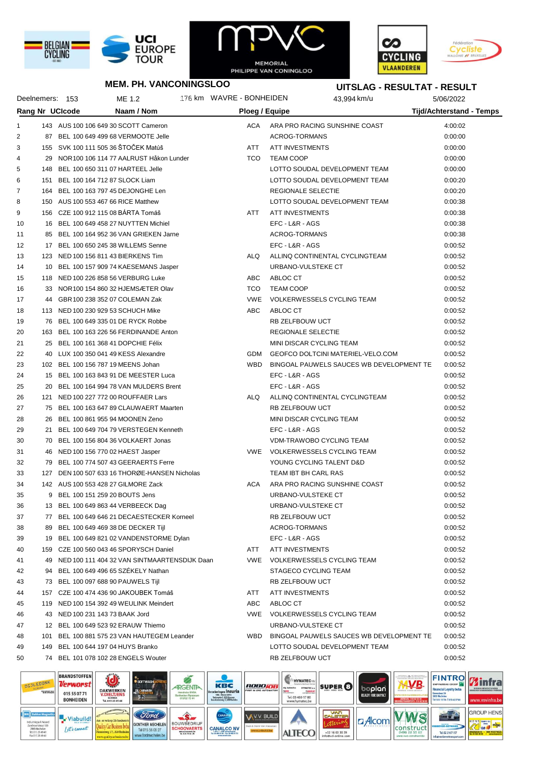MEMORIAL PHILIPPE VAN CONINGLOO

## MEM. PH. VANCONINGSLOO

## UITSLAG - RESULTAT - RESULT

Deelnemers: 153 | ME 1.2 | 176 km | WAVRE - BONHEIDEN | 43,994 km/u | 5/06/2022

| Rang | Nr | UCIcode | Naam / Nom | | Ploeg / Equipe | Tijd/Achterstand - Temps |
|---|---|---|---|---|---|---|
| 1 | 143 | AUS 100 106 649 30 | SCOTT Cameron | ACA | ARA PRO RACING SUNSHINE COAST | 4:00:02 |
| 2 | 87 | BEL 100 649 499 68 | VERMOOTE Jelle | | ACROG-TORMANS | 0:00:00 |
| 3 | 155 | SVK 100 111 505 36 | ŠTOČEK Matúš | ATT | ATT INVESTMENTS | 0:00:00 |
| 4 | 29 | NOR 100 106 114 77 | AALRUST Håkon Lunder | TCO | TEAM COOP | 0:00:00 |
| 5 | 148 | BEL 100 650 311 07 | HARTEEL Jelle | | LOTTO SOUDAL DEVELOPMENT TEAM | 0:00:00 |
| 6 | 151 | BEL 100 164 712 87 | SLOCK Liam | | LOTTO SOUDAL DEVELOPMENT TEAM | 0:00:20 |
| 7 | 164 | BEL 100 163 797 45 | DEJONGHE Len | | REGIONALE SELECTIE | 0:00:20 |
| 8 | 150 | AUS 100 553 467 66 | RICE Matthew | | LOTTO SOUDAL DEVELOPMENT TEAM | 0:00:38 |
| 9 | 156 | CZE 100 912 115 08 | BÁRTA Tomáš | ATT | ATT INVESTMENTS | 0:00:38 |
| 10 | 16 | BEL 100 649 458 27 | NUYTTEN Michiel | | EFC - L&R - AGS | 0:00:38 |
| 11 | 85 | BEL 100 164 952 36 | VAN GRIEKEN Jarne | | ACROG-TORMANS | 0:00:38 |
| 12 | 17 | BEL 100 650 245 38 | WILLEMS Senne | | EFC - L&R - AGS | 0:00:52 |
| 13 | 123 | NED 100 156 811 43 | BIERKENS Tim | ALQ | ALLINQ CONTINENTAL CYCLINGTEAM | 0:00:52 |
| 14 | 10 | BEL 100 157 909 74 | KAESEMANS Jasper | | URBANO-VULSTEKE CT | 0:00:52 |
| 15 | 118 | NED 100 226 858 56 | VERBURG Luke | ABC | ABLOC CT | 0:00:52 |
| 16 | 33 | NOR 100 154 860 32 | HJEMSÆTER Olav | TCO | TEAM COOP | 0:00:52 |
| 17 | 44 | GBR 100 238 352 07 | COLEMAN Zak | VWE | VOLKERWESSELS CYCLING TEAM | 0:00:52 |
| 18 | 113 | NED 100 230 929 53 | SCHUCH Mike | ABC | ABLOC CT | 0:00:52 |
| 19 | 76 | BEL 100 649 335 01 | DE RYCK Robbe | | RB ZELFBOUW UCT | 0:00:52 |
| 20 | 163 | BEL 100 163 226 56 | FERDINANDE Anton | | REGIONALE SELECTIE | 0:00:52 |
| 21 | 25 | BEL 100 161 368 41 | DOPCHIE Félix | | MINI DISCAR CYCLING TEAM | 0:00:52 |
| 22 | 40 | LUX 100 350 041 49 | KESS Alexandre | GDM | GEOFCO DOLTCINI MATERIEL-VELO.COM | 0:00:52 |
| 23 | 102 | BEL 100 156 787 19 | MEENS Johan | WBD | BINGOAL PAUWELS SAUCES WB DEVELOPMENT TE | 0:00:52 |
| 24 | 15 | BEL 100 163 843 91 | DE MEESTER Luca | | EFC - L&R - AGS | 0:00:52 |
| 25 | 20 | BEL 100 164 994 78 | VAN MULDERS Brent | | EFC - L&R - AGS | 0:00:52 |
| 26 | 121 | NED 100 227 772 00 | ROUFFAER Lars | ALQ | ALLINQ CONTINENTAL CYCLINGTEAM | 0:00:52 |
| 27 | 75 | BEL 100 163 647 89 | CLAUWAERT Maarten | | RB ZELFBOUW UCT | 0:00:52 |
| 28 | 26 | BEL 100 861 955 94 | MOONEN Zeno | | MINI DISCAR CYCLING TEAM | 0:00:52 |
| 29 | 21 | BEL 100 649 704 79 | VERSTEGEN Kenneth | | EFC - L&R - AGS | 0:00:52 |
| 30 | 70 | BEL 100 156 804 36 | VOLKAERT Jonas | | VDM-TRAWOBO CYCLING TEAM | 0:00:52 |
| 31 | 46 | NED 100 156 770 02 | HAEST Jasper | VWE | VOLKERWESSELS CYCLING TEAM | 0:00:52 |
| 32 | 79 | BEL 100 774 507 43 | GEERAERTS Ferre | | YOUNG CYCLING TALENT D&D | 0:00:52 |
| 33 | 127 | DEN 100 507 633 16 | THORØE-HANSEN Nicholas | | TEAM IBT BH CARL RAS | 0:00:52 |
| 34 | 142 | AUS 100 553 428 27 | GILMORE Zack | ACA | ARA PRO RACING SUNSHINE COAST | 0:00:52 |
| 35 | 9 | BEL 100 151 259 20 | BOUTS Jens | | URBANO-VULSTEKE CT | 0:00:52 |
| 36 | 13 | BEL 100 649 863 44 | VERBEECK Dag | | URBANO-VULSTEKE CT | 0:00:52 |
| 37 | 77 | BEL 100 649 646 21 | DECAESTECKER Korneel | | RB ZELFBOUW UCT | 0:00:52 |
| 38 | 89 | BEL 100 649 469 38 | DE DECKER Tijl | | ACROG-TORMANS | 0:00:52 |
| 39 | 19 | BEL 100 649 821 02 | VANDENSTORME Dylan | | EFC - L&R - AGS | 0:00:52 |
| 40 | 159 | CZE 100 560 043 46 | SPORYSCH Daniel | ATT | ATT INVESTMENTS | 0:00:52 |
| 41 | 49 | NED 100 111 404 32 | VAN SINTMAARTENSDIJK Daan | VWE | VOLKERWESSELS CYCLING TEAM | 0:00:52 |
| 42 | 94 | BEL 100 649 496 65 | SZÉKELY Nathan | | STAGECO CYCLING TEAM | 0:00:52 |
| 43 | 73 | BEL 100 097 688 90 | PAUWELS Tijl | | RB ZELFBOUW UCT | 0:00:52 |
| 44 | 157 | CZE 100 474 436 90 | JAKOUBEK Tomáš | ATT | ATT INVESTMENTS | 0:00:52 |
| 45 | 119 | NED 100 154 392 49 | WEULINK Meindert | ABC | ABLOC CT | 0:00:52 |
| 46 | 43 | NED 100 231 143 73 | BAAK Jord | VWE | VOLKERWESSELS CYCLING TEAM | 0:00:52 |
| 47 | 12 | BEL 100 649 523 92 | ERAUW Thiemo | | URBANO-VULSTEKE CT | 0:00:52 |
| 48 | 101 | BEL 100 881 575 23 | VAN HAUTEGEM Leander | WBD | BINGOAL PAUWELS SAUCES WB DEVELOPMENT TE | 0:00:52 |
| 49 | 149 | BEL 100 644 197 04 | HUYS Branko | | LOTTO SOUDAL DEVELOPMENT TEAM | 0:00:52 |
| 50 | 74 | BEL 101 078 102 28 | ENGELS Wouter | | RB ZELFBOUW UCT | 0:00:52 |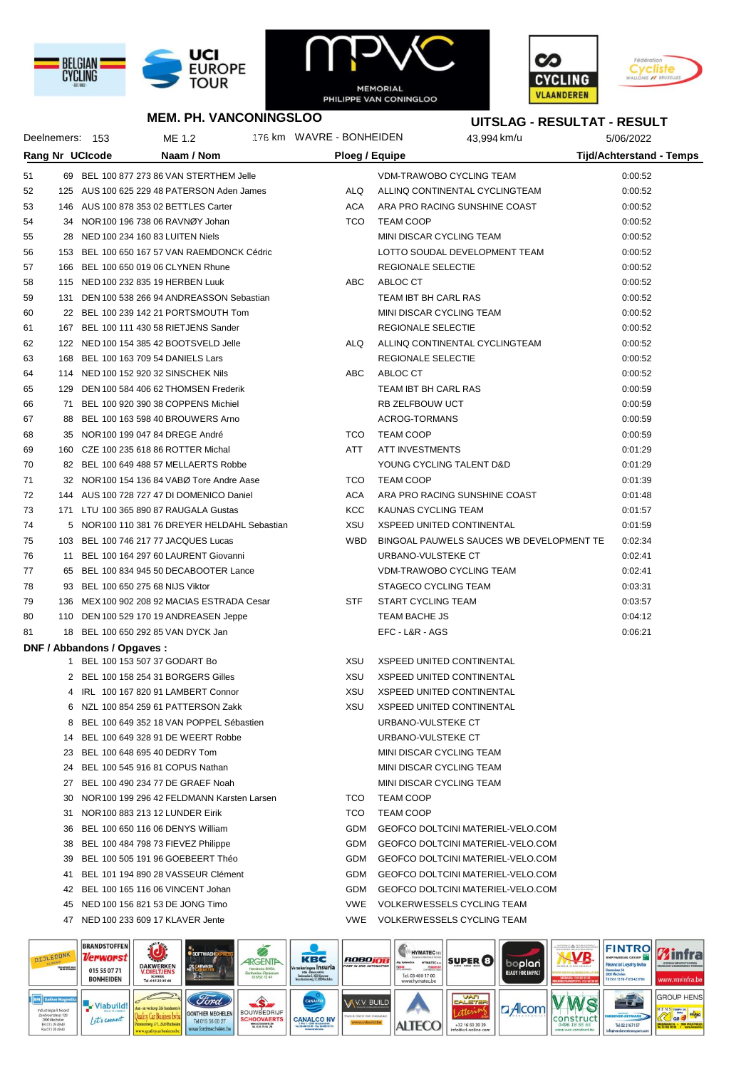**MEM. PH. VANCONINGSLOO**

**UITSLAG - RESULTAT - RESULT**

Deelnemers: 153 | ME 1.2 | 176 km WAVRE - BONHEIDEN | 43,994 km/u | 5/06/2022

| Rang | Nr | UCIcode | Naam / Nom | | Ploeg / Equipe | Tijd/Achterstand - Temps |
|---|---|---|---|---|---|---|
| 51 | 69 | BEL 100 877 273 86 | VAN STERTHEM Jelle | | VDM-TRAWOBO CYCLING TEAM | 0:00:52 |
| 52 | 125 | AUS 100 625 229 48 | PATERSON Aden James | ALQ | ALLINQ CONTINENTAL CYCLINGTEAM | 0:00:52 |
| 53 | 146 | AUS 100 878 353 02 | BETTLES Carter | ACA | ARA PRO RACING SUNSHINE COAST | 0:00:52 |
| 54 | 34 | NOR 100 196 738 06 | RAVNØY Johan | TCO | TEAM COOP | 0:00:52 |
| 55 | 28 | NED 100 234 160 83 | LUITEN Niels | | MINI DISCAR CYCLING TEAM | 0:00:52 |
| 56 | 153 | BEL 100 650 167 57 | VAN RAEMDONCK Cédric | | LOTTO SOUDAL DEVELOPMENT TEAM | 0:00:52 |
| 57 | 166 | BEL 100 650 019 06 | CLYNEN Rhune | | REGIONALE SELECTIE | 0:00:52 |
| 58 | 115 | NED 100 232 835 19 | HERBEN Luuk | ABC | ABLOC CT | 0:00:52 |
| 59 | 131 | DEN 100 538 266 94 | ANDREASSON Sebastian | | TEAM IBT BH CARL RAS | 0:00:52 |
| 60 | 22 | BEL 100 239 142 21 | PORTSMOUTH Tom | | MINI DISCAR CYCLING TEAM | 0:00:52 |
| 61 | 167 | BEL 100 111 430 58 | RIETJENS Sander | | REGIONALE SELECTIE | 0:00:52 |
| 62 | 122 | NED 100 154 385 42 | BOOTSVELD Jelle | ALQ | ALLINQ CONTINENTAL CYCLINGTEAM | 0:00:52 |
| 63 | 168 | BEL 100 163 709 54 | DANIELS Lars | | REGIONALE SELECTIE | 0:00:52 |
| 64 | 114 | NED 100 152 920 32 | SINSCHEK Nils | ABC | ABLOC CT | 0:00:52 |
| 65 | 129 | DEN 100 584 406 62 | THOMSEN Frederik | | TEAM IBT BH CARL RAS | 0:00:59 |
| 66 | 71 | BEL 100 920 390 38 | COPPENS Michiel | | RB ZELFBOUW UCT | 0:00:59 |
| 67 | 88 | BEL 100 163 598 40 | BROUWERS Arno | | ACROG-TORMANS | 0:00:59 |
| 68 | 35 | NOR 100 199 047 84 | DREGE André | TCO | TEAM COOP | 0:00:59 |
| 69 | 160 | CZE 100 235 618 86 | ROTTER Michal | ATT | ATT INVESTMENTS | 0:01:29 |
| 70 | 82 | BEL 100 649 488 57 | MELLAERTS Robbe | | YOUNG CYCLING TALENT D&D | 0:01:29 |
| 71 | 32 | NOR 100 154 136 84 | VABØ Tore Andre Aase | TCO | TEAM COOP | 0:01:39 |
| 72 | 144 | AUS 100 728 727 47 | DI DOMENICO Daniel | ACA | ARA PRO RACING SUNSHINE COAST | 0:01:48 |
| 73 | 171 | LTU 100 365 890 87 | RAUGALA Gustas | KCC | KAUNAS CYCLING TEAM | 0:01:57 |
| 74 | 5 | NOR 100 110 381 76 | DREYER HELDAHL Sebastian | XSU | XSPEED UNITED CONTINENTAL | 0:01:59 |
| 75 | 103 | BEL 100 746 217 77 | JACQUES Lucas | WBD | BINGOAL PAUWELS SAUCES WB DEVELOPMENT TE | 0:02:34 |
| 76 | 11 | BEL 100 164 297 60 | LAURENT Giovanni | | URBANO-VULSTEKE CT | 0:02:41 |
| 77 | 65 | BEL 100 834 945 50 | DECABOOTER Lance | | VDM-TRAWOBO CYCLING TEAM | 0:02:41 |
| 78 | 93 | BEL 100 650 275 68 | NIJS Viktor | | STAGECO CYCLING TEAM | 0:03:31 |
| 79 | 136 | MEX 100 902 208 92 | MACIAS ESTRADA Cesar | STF | START CYCLING TEAM | 0:03:57 |
| 80 | 110 | DEN 100 529 170 19 | ANDREASEN Jeppe | | TEAM BACHE JS | 0:04:12 |
| 81 | 18 | BEL 100 650 292 85 | VAN DYCK Jan | | EFC - L&R - AGS | 0:06:21 |

**DNF / Abbandons / Opgaves :**

| Nr | UCIcode | Naam / Nom | | Ploeg / Equipe |
|---|---|---|---|---|
| 1 | BEL 100 153 507 37 | GODART Bo | XSU | XSPEED UNITED CONTINENTAL |
| 2 | BEL 100 158 254 31 | BORGERS Gilles | XSU | XSPEED UNITED CONTINENTAL |
| 4 | IRL 100 167 820 91 | LAMBERT Connor | XSU | XSPEED UNITED CONTINENTAL |
| 6 | NZL 100 854 259 61 | PATTERSON Zakk | XSU | XSPEED UNITED CONTINENTAL |
| 8 | BEL 100 649 352 18 | VAN POPPEL Sébastien | | URBANO-VULSTEKE CT |
| 14 | BEL 100 649 328 91 | DE WEERT Robbe | | URBANO-VULSTEKE CT |
| 23 | BEL 100 648 695 40 | DEDRY Tom | | MINI DISCAR CYCLING TEAM |
| 24 | BEL 100 545 916 81 | COPUS Nathan | | MINI DISCAR CYCLING TEAM |
| 27 | BEL 100 490 234 77 | DE GRAEF Noah | | MINI DISCAR CYCLING TEAM |
| 30 | NOR 100 199 296 42 | FELDMANN Karsten Larsen | TCO | TEAM COOP |
| 31 | NOR 100 883 213 12 | LUNDER Eirik | TCO | TEAM COOP |
| 36 | BEL 100 650 116 06 | DENYS William | GDM | GEOFCO DOLTCINI MATERIEL-VELO.COM |
| 38 | BEL 100 484 798 73 | FEYS Philippe | GDM | GEOFCO DOLTCINI MATERIEL-VELO.COM |
| 39 | BEL 100 505 191 96 | GOEBEERT Théo | GDM | GEOFCO DOLTCINI MATERIEL-VELO.COM |
| 41 | BEL 101 194 890 28 | VASSEUR Clément | GDM | GEOFCO DOLTCINI MATERIEL-VELO.COM |
| 42 | BEL 100 165 116 06 | VINCENT Johan | GDM | GEOFCO DOLTCINI MATERIEL-VELO.COM |
| 45 | NED 100 156 821 53 | DE JONG Timo | VWE | VOLKERWESSELS CYCLING TEAM |
| 47 | NED 100 233 609 17 | KLAVER Jente | VWE | VOLKERWESSELS CYCLING TEAM |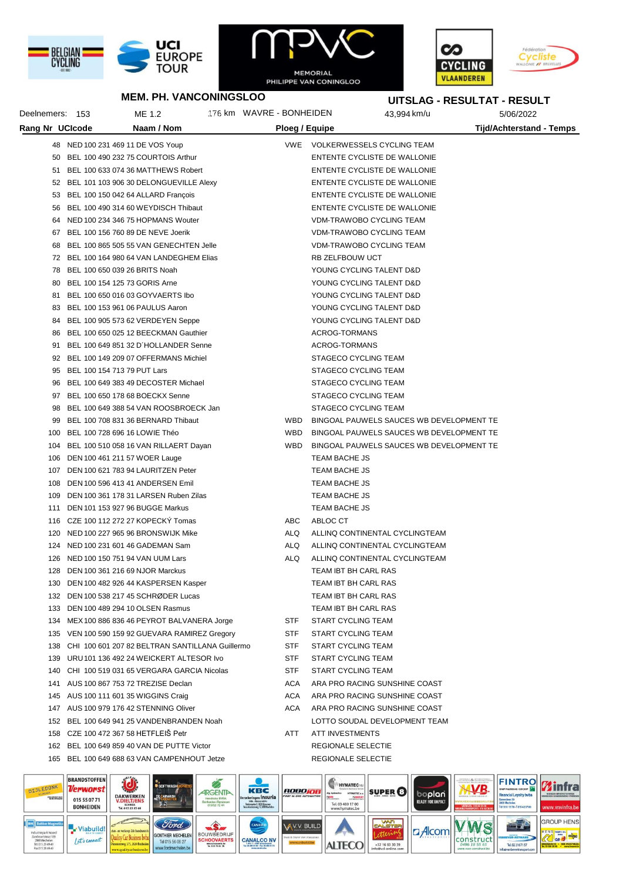**MEM. PH. VANCONINGSLOO**

## UITSLAG - RESULTAT - RESULT

Deelnemers: 153 | ME 1.2 | 176 km WAVRE - BONHEIDEN | 43,994 km/u | 5/06/2022

| Rang | Nr | UCIcode | Naam / Nom | Ploeg / Equipe | | Tijd/Achterstand - Temps |
|---|---|---|---|---|---|---|
| 48 | NED | 100 231 469 11 | DE VOS Youp | VWE | VOLKERWESSELS CYCLING TEAM | |
| 50 | BEL | 100 490 232 75 | COURTOIS Arthur | | ENTENTE CYCLISTE DE WALLONIE | |
| 51 | BEL | 100 633 074 36 | MATTHEWS Robert | | ENTENTE CYCLISTE DE WALLONIE | |
| 52 | BEL | 101 103 906 30 | DELONGUEVILLE Alexy | | ENTENTE CYCLISTE DE WALLONIE | |
| 53 | BEL | 100 150 042 64 | ALLARD François | | ENTENTE CYCLISTE DE WALLONIE | |
| 56 | BEL | 100 490 314 60 | WEYDISCH Thibaut | | ENTENTE CYCLISTE DE WALLONIE | |
| 64 | NED | 100 234 346 75 | HOPMANS Wouter | | VDM-TRAWOBO CYCLING TEAM | |
| 67 | BEL | 100 156 760 89 | DE NEVE Joerik | | VDM-TRAWOBO CYCLING TEAM | |
| 68 | BEL | 100 865 505 55 | VAN GENECHTEN Jelle | | VDM-TRAWOBO CYCLING TEAM | |
| 72 | BEL | 100 164 980 64 | VAN LANDEGHEM Elias | | RB ZELFBOUW UCT | |
| 78 | BEL | 100 650 039 26 | BRITS Noah | | YOUNG CYCLING TALENT D&D | |
| 80 | BEL | 100 154 125 73 | GORIS Arne | | YOUNG CYCLING TALENT D&D | |
| 81 | BEL | 100 650 016 03 | GOYVAERTS Ibo | | YOUNG CYCLING TALENT D&D | |
| 83 | BEL | 100 153 961 06 | PAULUS Aaron | | YOUNG CYCLING TALENT D&D | |
| 84 | BEL | 100 905 573 62 | VERDEYEN Seppe | | YOUNG CYCLING TALENT D&D | |
| 86 | BEL | 100 650 025 12 | BEECKMAN Gauthier | | ACROG-TORMANS | |
| 91 | BEL | 100 649 851 32 | D´HOLLANDER Senne | | ACROG-TORMANS | |
| 92 | BEL | 100 149 209 07 | OFFERMANS Michiel | | STAGECO CYCLING TEAM | |
| 95 | BEL | 100 154 713 79 | PUT Lars | | STAGECO CYCLING TEAM | |
| 96 | BEL | 100 649 383 49 | DECOSTER Michael | | STAGECO CYCLING TEAM | |
| 97 | BEL | 100 650 178 68 | BOECKX Senne | | STAGECO CYCLING TEAM | |
| 98 | BEL | 100 649 388 54 | VAN ROOSBROECK Jan | | STAGECO CYCLING TEAM | |
| 99 | BEL | 100 708 831 36 | BERNARD Thibaut | WBD | BINGOAL PAUWELS SAUCES WB DEVELOPMENT TE | |
| 100 | BEL | 100 728 696 16 | LOWIE Théo | WBD | BINGOAL PAUWELS SAUCES WB DEVELOPMENT TE | |
| 104 | BEL | 100 510 058 16 | VAN RILLAERT Dayan | WBD | BINGOAL PAUWELS SAUCES WB DEVELOPMENT TE | |
| 106 | DEN | 100 461 211 57 | WOER Lauge | | TEAM BACHE JS | |
| 107 | DEN | 100 621 783 94 | LAURITZEN Peter | | TEAM BACHE JS | |
| 108 | DEN | 100 596 413 41 | ANDERSEN Emil | | TEAM BACHE JS | |
| 109 | DEN | 100 361 178 31 | LARSEN Ruben Zilas | | TEAM BACHE JS | |
| 111 | DEN | 101 153 927 96 | BUGGE Markus | | TEAM BACHE JS | |
| 116 | CZE | 100 112 272 27 | KOPECKÝ Tomas | ABC | ABLOC CT | |
| 120 | NED | 100 227 965 96 | BRONSWIJK Mike | ALQ | ALLINQ CONTINENTAL CYCLINGTEAM | |
| 124 | NED | 100 231 601 46 | GADEMAN Sam | ALQ | ALLINQ CONTINENTAL CYCLINGTEAM | |
| 126 | NED | 100 150 751 94 | VAN UUM Lars | ALQ | ALLINQ CONTINENTAL CYCLINGTEAM | |
| 128 | DEN | 100 361 216 69 | NJOR Marckus | | TEAM IBT BH CARL RAS | |
| 130 | DEN | 100 482 926 44 | KASPERSEN Kasper | | TEAM IBT BH CARL RAS | |
| 132 | DEN | 100 538 217 45 | SCHRØDER Lucas | | TEAM IBT BH CARL RAS | |
| 133 | DEN | 100 489 294 10 | OLSEN Rasmus | | TEAM IBT BH CARL RAS | |
| 134 | MEX | 100 886 836 46 | PEYROT BALVANERA Jorge | STF | START CYCLING TEAM | |
| 135 | VEN | 100 590 159 92 | GUEVARA RAMIREZ Gregory | STF | START CYCLING TEAM | |
| 138 | CHI | 100 601 207 82 | BELTRAN SANTILLANA Guillermo | STF | START CYCLING TEAM | |
| 139 | URU | 101 136 492 24 | WEICKERT ALTESOR Ivo | STF | START CYCLING TEAM | |
| 140 | CHI | 100 519 031 65 | VERGARA GARCIA Nicolas | STF | START CYCLING TEAM | |
| 141 | AUS | 100 867 753 72 | TREZISE Declan | ACA | ARA PRO RACING SUNSHINE COAST | |
| 145 | AUS | 100 111 601 35 | WIGGINS Craig | ACA | ARA PRO RACING SUNSHINE COAST | |
| 147 | AUS | 100 979 176 42 | STENNING Oliver | ACA | ARA PRO RACING SUNSHINE COAST | |
| 152 | BEL | 100 649 941 25 | VANDENBRANDEN Noah | | LOTTO SOUDAL DEVELOPMENT TEAM | |
| 158 | CZE | 100 472 367 58 | HETFLEIŠ Petr | ATT | ATT INVESTMENTS | |
| 162 | BEL | 100 649 859 40 | VAN DE PUTTE Victor | | REGIONALE SELECTIE | |
| 165 | BEL | 100 649 688 63 | VAN CAMPENHOUT Jetze | | REGIONALE SELECTIE | |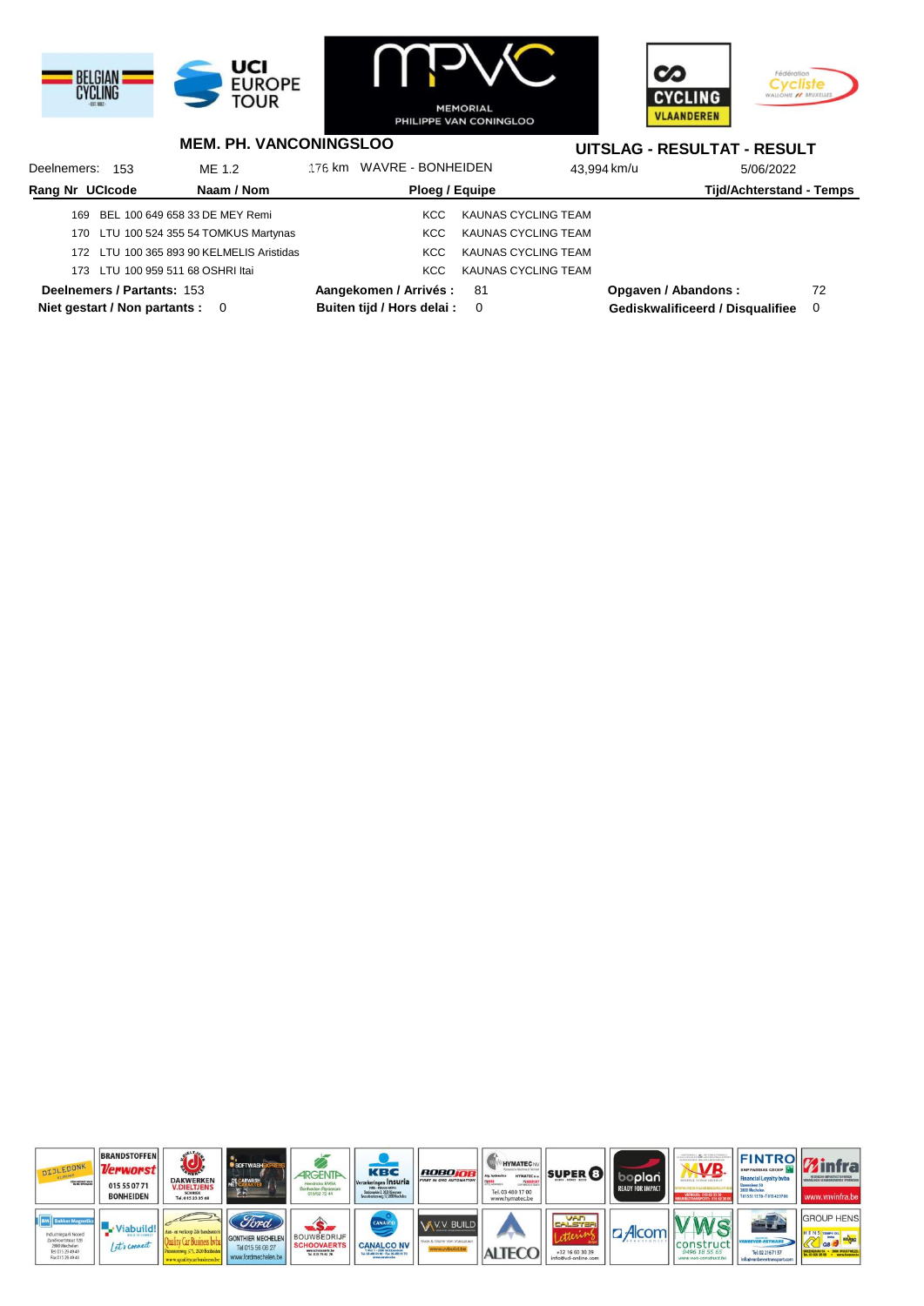**MEM. PH. VANCONINGSLOO**

**UITSLAG - RESULTAT - RESULT**

Deelnemers: 153 ME 1.2 176 km WAVRE - BONHEIDEN 43,994 km/u 5/06/2022

| Rang | Nr | UCIcode | Naam / Nom | Ploeg / Equipe | | Tijd/Achterstand - Temps |
|---|---|---|---|---|---|---|
| 169 | BEL | 100 649 658 33 | DE MEY Remi | KCC | KAUNAS CYCLING TEAM | |
| 170 | LTU | 100 524 355 54 | TOMKUS Martynas | KCC | KAUNAS CYCLING TEAM | |
| 172 | LTU | 100 365 893 90 | KELMELIS Aristidas | KCC | KAUNAS CYCLING TEAM | |
| 173 | LTU | 100 959 511 68 | OSHRI Itai | KCC | KAUNAS CYCLING TEAM | |

**Deelnemers / Partants:** 153
**Aangekomen / Arrivés :** 81
**Opgaven / Abandons :** 72
**Niet gestart / Non partants :** 0
**Buiten tijd / Hors delai :** 0
**Gediskwalificeerd / Disqualifiee** 0